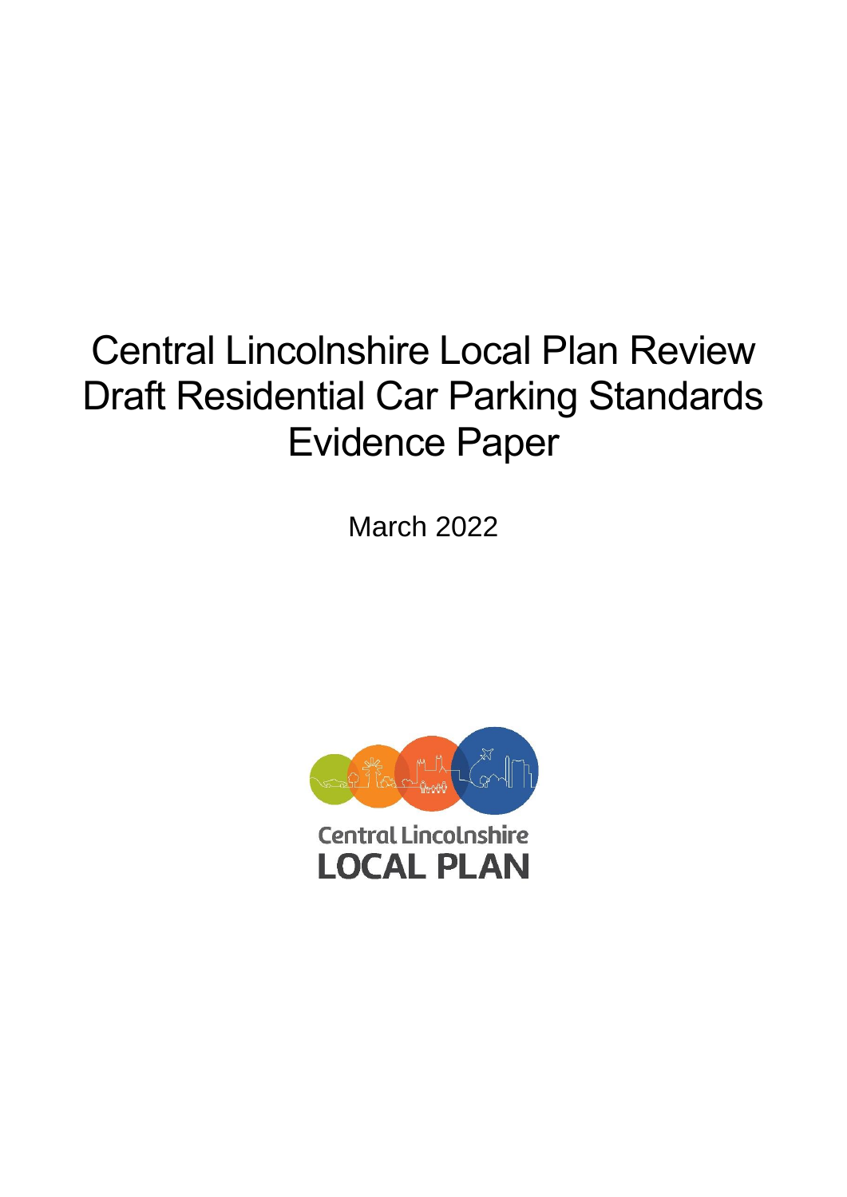# Central Lincolnshire Local Plan Review Draft Residential Car Parking Standards Evidence Paper

March 2022

Central Lincolnshire
LOCAL PLAN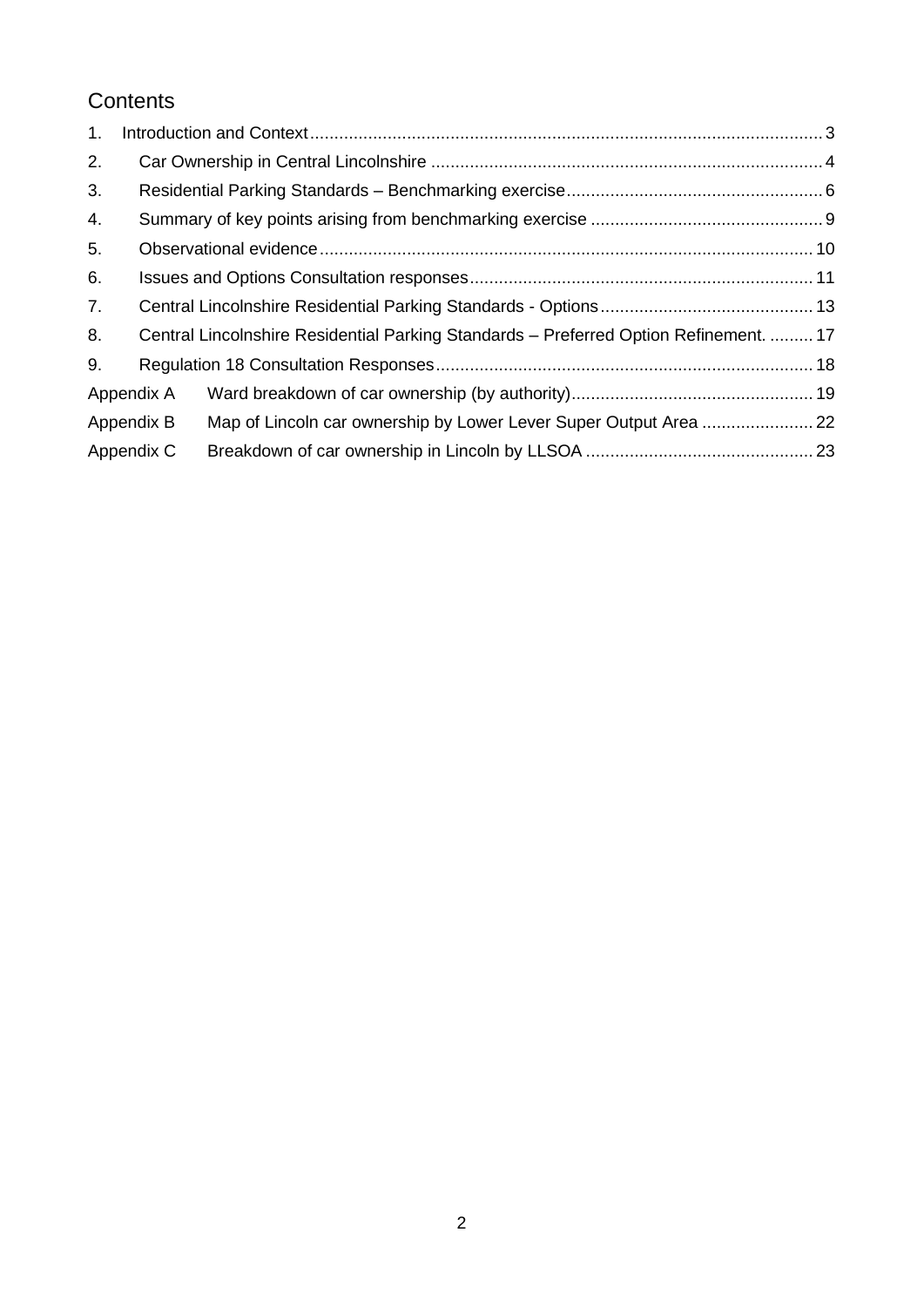## Contents

1. Introduction and Context .......... 3
2. Car Ownership in Central Lincolnshire .......... 4
3. Residential Parking Standards – Benchmarking exercise .......... 6
4. Summary of key points arising from benchmarking exercise .......... 9
5. Observational evidence .......... 10
6. Issues and Options Consultation responses .......... 11
7. Central Lincolnshire Residential Parking Standards - Options .......... 13
8. Central Lincolnshire Residential Parking Standards – Preferred Option Refinement. .......... 17
9. Regulation 18 Consultation Responses .......... 18

Appendix A Ward breakdown of car ownership (by authority) .......... 19

Appendix B Map of Lincoln car ownership by Lower Lever Super Output Area .......... 22

Appendix C Breakdown of car ownership in Lincoln by LLSOA .......... 23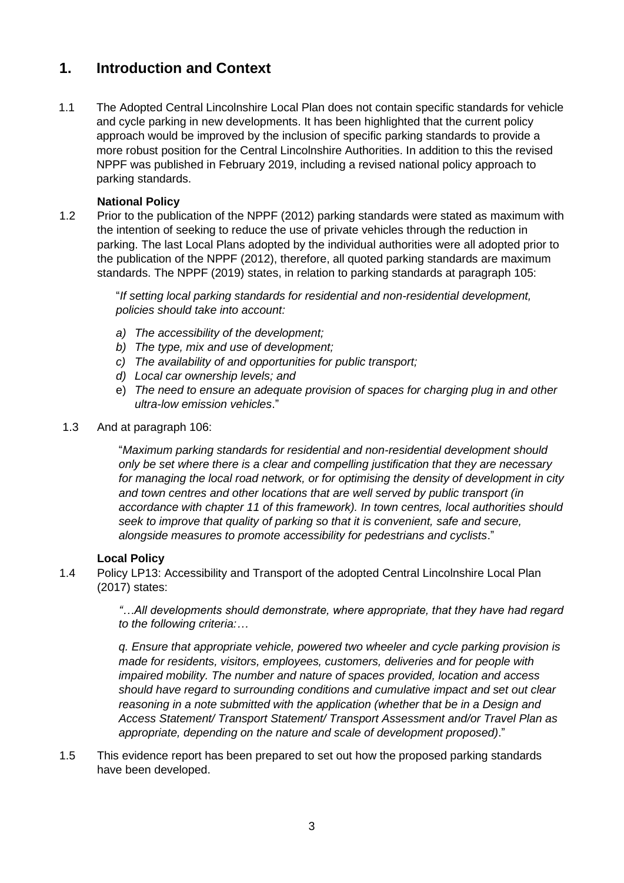# 1. Introduction and Context

1.1 The Adopted Central Lincolnshire Local Plan does not contain specific standards for vehicle and cycle parking in new developments. It has been highlighted that the current policy approach would be improved by the inclusion of specific parking standards to provide a more robust position for the Central Lincolnshire Authorities. In addition to this the revised NPPF was published in February 2019, including a revised national policy approach to parking standards.

**National Policy**

1.2 Prior to the publication of the NPPF (2012) parking standards were stated as maximum with the intention of seeking to reduce the use of private vehicles through the reduction in parking. The last Local Plans adopted by the individual authorities were all adopted prior to the publication of the NPPF (2012), therefore, all quoted parking standards are maximum standards. The NPPF (2019) states, in relation to parking standards at paragraph 105:

> "*If setting local parking standards for residential and non-residential development, policies should take into account:*
>
> *a) The accessibility of the development;*
> *b) The type, mix and use of development;*
> *c) The availability of and opportunities for public transport;*
> *d) Local car ownership levels; and*
> e) *The need to ensure an adequate provision of spaces for charging plug in and other ultra-low emission vehicles*."

1.3 And at paragraph 106:

> "*Maximum parking standards for residential and non-residential development should only be set where there is a clear and compelling justification that they are necessary for managing the local road network, or for optimising the density of development in city and town centres and other locations that are well served by public transport (in accordance with chapter 11 of this framework). In town centres, local authorities should seek to improve that quality of parking so that it is convenient, safe and secure, alongside measures to promote accessibility for pedestrians and cyclists*."

**Local Policy**

1.4 Policy LP13: Accessibility and Transport of the adopted Central Lincolnshire Local Plan (2017) states:

> *"…All developments should demonstrate, where appropriate, that they have had regard to the following criteria:…*
>
> *q. Ensure that appropriate vehicle, powered two wheeler and cycle parking provision is made for residents, visitors, employees, customers, deliveries and for people with impaired mobility. The number and nature of spaces provided, location and access should have regard to surrounding conditions and cumulative impact and set out clear reasoning in a note submitted with the application (whether that be in a Design and Access Statement/ Transport Statement/ Transport Assessment and/or Travel Plan as appropriate, depending on the nature and scale of development proposed)*."

1.5 This evidence report has been prepared to set out how the proposed parking standards have been developed.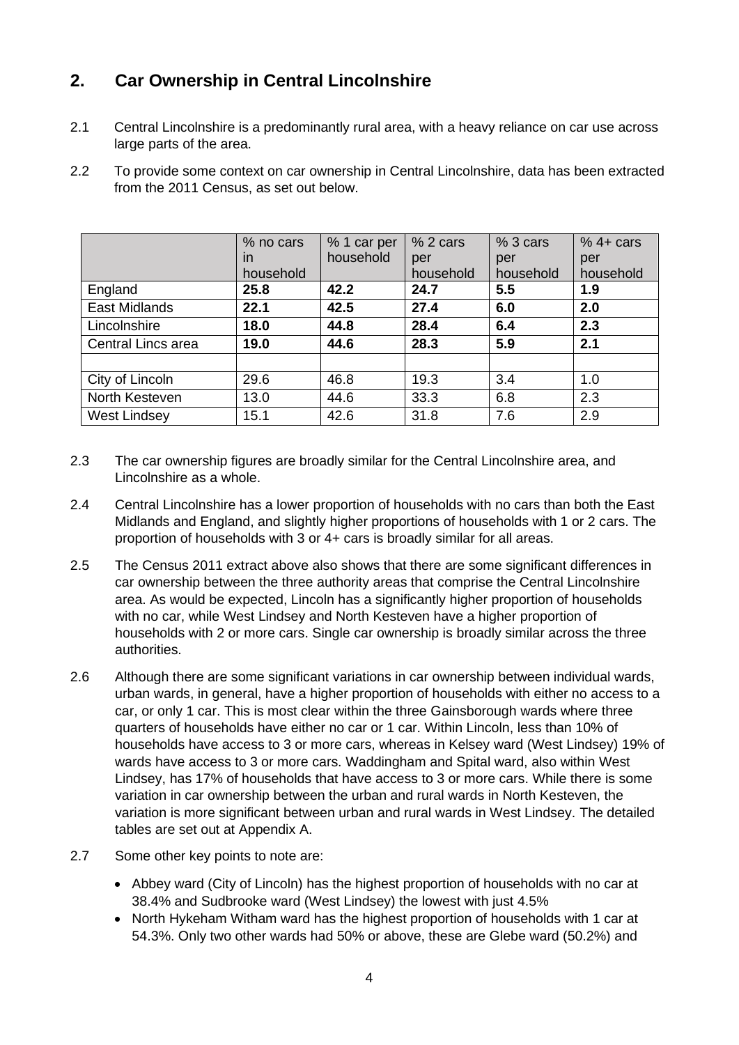## 2. Car Ownership in Central Lincolnshire

2.1 Central Lincolnshire is a predominantly rural area, with a heavy reliance on car use across large parts of the area.

2.2 To provide some context on car ownership in Central Lincolnshire, data has been extracted from the 2011 Census, as set out below.

| | % no cars in household | % 1 car per household | % 2 cars per household | % 3 cars per household | % 4+ cars per household |
|---|---|---|---|---|---|
| England | **25.8** | **42.2** | **24.7** | **5.5** | **1.9** |
| East Midlands | **22.1** | **42.5** | **27.4** | **6.0** | **2.0** |
| Lincolnshire | **18.0** | **44.8** | **28.4** | **6.4** | **2.3** |
| Central Lincs area | **19.0** | **44.6** | **28.3** | **5.9** | **2.1** |
| | | | | | |
| City of Lincoln | 29.6 | 46.8 | 19.3 | 3.4 | 1.0 |
| North Kesteven | 13.0 | 44.6 | 33.3 | 6.8 | 2.3 |
| West Lindsey | 15.1 | 42.6 | 31.8 | 7.6 | 2.9 |

2.3 The car ownership figures are broadly similar for the Central Lincolnshire area, and Lincolnshire as a whole.

2.4 Central Lincolnshire has a lower proportion of households with no cars than both the East Midlands and England, and slightly higher proportions of households with 1 or 2 cars. The proportion of households with 3 or 4+ cars is broadly similar for all areas.

2.5 The Census 2011 extract above also shows that there are some significant differences in car ownership between the three authority areas that comprise the Central Lincolnshire area. As would be expected, Lincoln has a significantly higher proportion of households with no car, while West Lindsey and North Kesteven have a higher proportion of households with 2 or more cars. Single car ownership is broadly similar across the three authorities.

2.6 Although there are some significant variations in car ownership between individual wards, urban wards, in general, have a higher proportion of households with either no access to a car, or only 1 car. This is most clear within the three Gainsborough wards where three quarters of households have either no car or 1 car. Within Lincoln, less than 10% of households have access to 3 or more cars, whereas in Kelsey ward (West Lindsey) 19% of wards have access to 3 or more cars. Waddingham and Spital ward, also within West Lindsey, has 17% of households that have access to 3 or more cars. While there is some variation in car ownership between the urban and rural wards in North Kesteven, the variation is more significant between urban and rural wards in West Lindsey. The detailed tables are set out at Appendix A.

2.7 Some other key points to note are:

- Abbey ward (City of Lincoln) has the highest proportion of households with no car at 38.4% and Sudbrooke ward (West Lindsey) the lowest with just 4.5%
- North Hykeham Witham ward has the highest proportion of households with 1 car at 54.3%. Only two other wards had 50% or above, these are Glebe ward (50.2%) and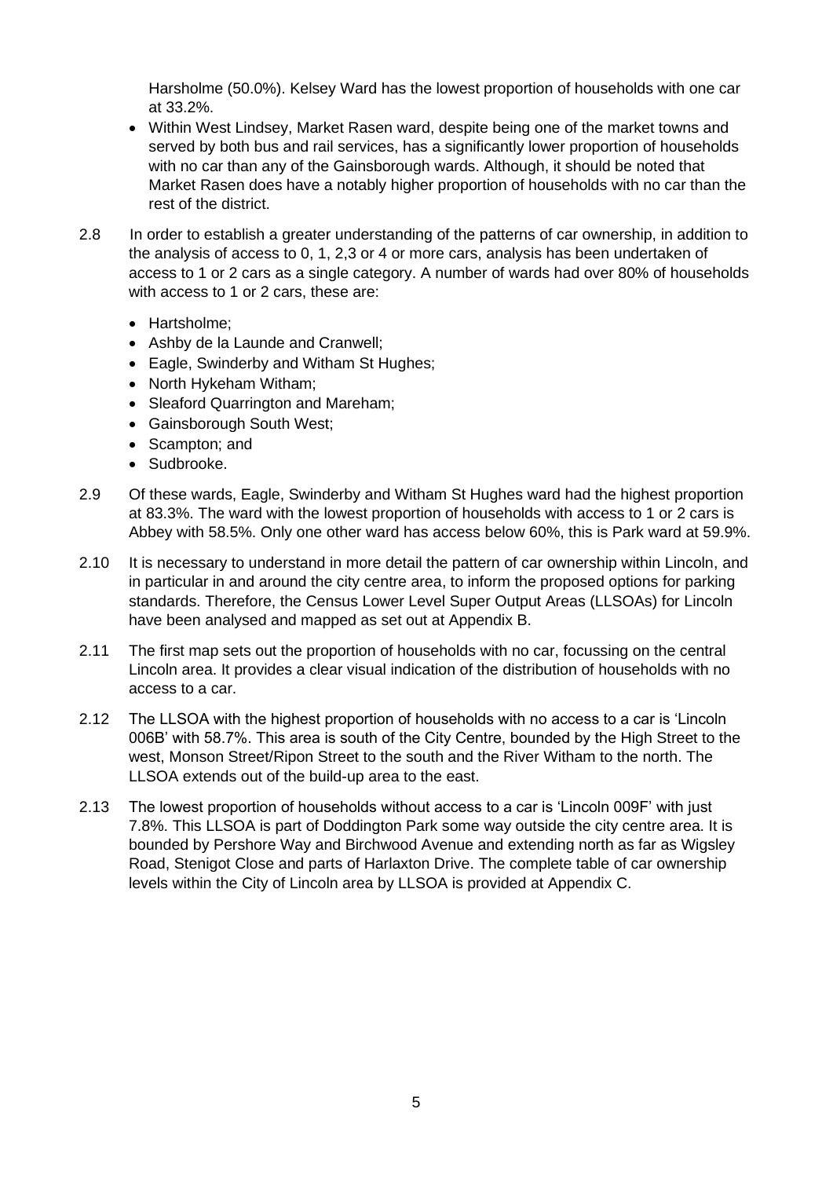Harsholme (50.0%). Kelsey Ward has the lowest proportion of households with one car at 33.2%.

- Within West Lindsey, Market Rasen ward, despite being one of the market towns and served by both bus and rail services, has a significantly lower proportion of households with no car than any of the Gainsborough wards. Although, it should be noted that Market Rasen does have a notably higher proportion of households with no car than the rest of the district.

2.8 In order to establish a greater understanding of the patterns of car ownership, in addition to the analysis of access to 0, 1, 2,3 or 4 or more cars, analysis has been undertaken of access to 1 or 2 cars as a single category. A number of wards had over 80% of households with access to 1 or 2 cars, these are:

- Hartsholme;
- Ashby de la Launde and Cranwell;
- Eagle, Swinderby and Witham St Hughes;
- North Hykeham Witham;
- Sleaford Quarrington and Mareham;
- Gainsborough South West;
- Scampton; and
- Sudbrooke.

2.9 Of these wards, Eagle, Swinderby and Witham St Hughes ward had the highest proportion at 83.3%. The ward with the lowest proportion of households with access to 1 or 2 cars is Abbey with 58.5%. Only one other ward has access below 60%, this is Park ward at 59.9%.

2.10 It is necessary to understand in more detail the pattern of car ownership within Lincoln, and in particular in and around the city centre area, to inform the proposed options for parking standards. Therefore, the Census Lower Level Super Output Areas (LLSOAs) for Lincoln have been analysed and mapped as set out at Appendix B.

2.11 The first map sets out the proportion of households with no car, focussing on the central Lincoln area. It provides a clear visual indication of the distribution of households with no access to a car.

2.12 The LLSOA with the highest proportion of households with no access to a car is 'Lincoln 006B' with 58.7%. This area is south of the City Centre, bounded by the High Street to the west, Monson Street/Ripon Street to the south and the River Witham to the north. The LLSOA extends out of the build-up area to the east.

2.13 The lowest proportion of households without access to a car is 'Lincoln 009F' with just 7.8%. This LLSOA is part of Doddington Park some way outside the city centre area. It is bounded by Pershore Way and Birchwood Avenue and extending north as far as Wigsley Road, Stenigot Close and parts of Harlaxton Drive. The complete table of car ownership levels within the City of Lincoln area by LLSOA is provided at Appendix C.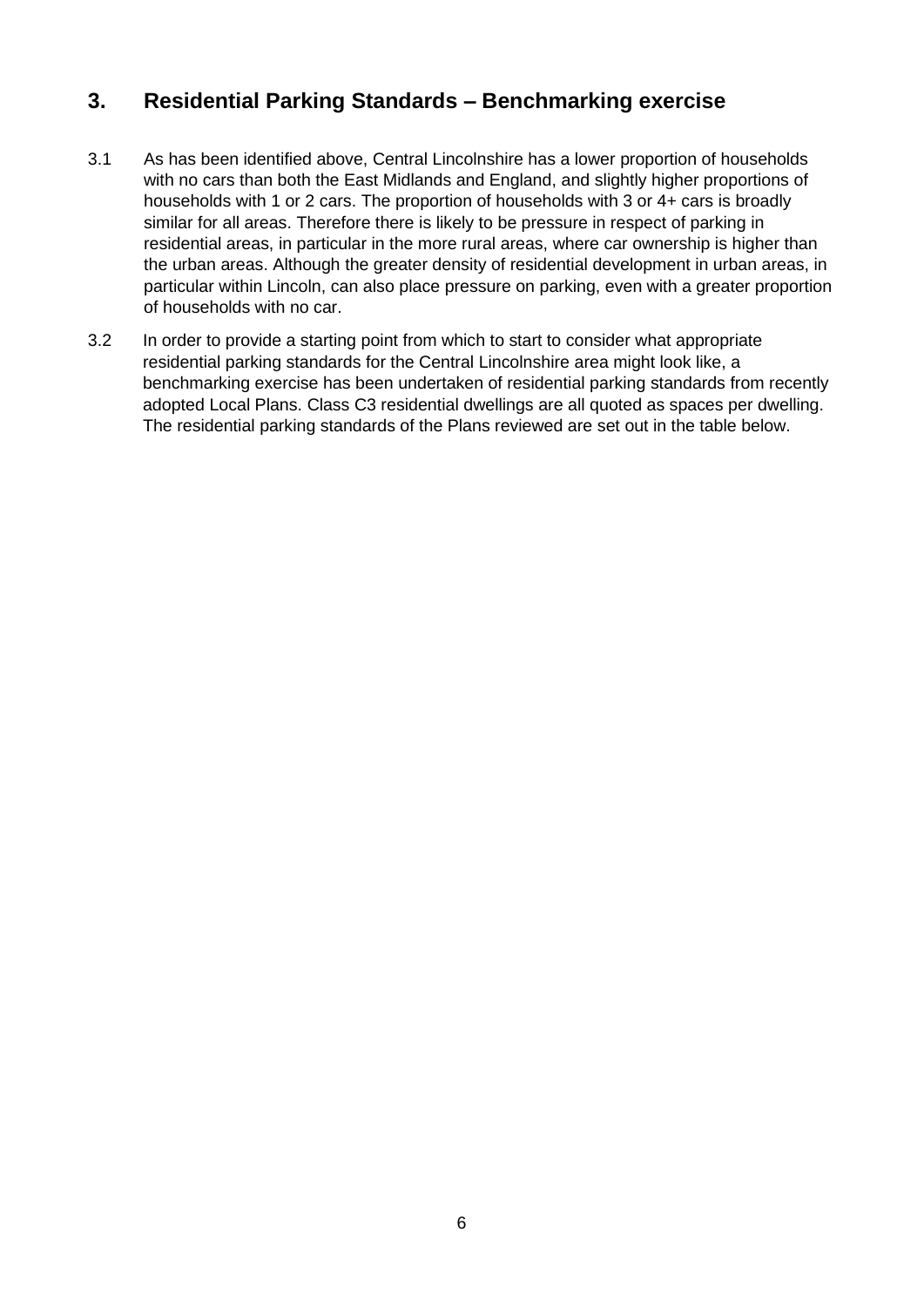## 3. Residential Parking Standards – Benchmarking exercise

3.1 As has been identified above, Central Lincolnshire has a lower proportion of households with no cars than both the East Midlands and England, and slightly higher proportions of households with 1 or 2 cars. The proportion of households with 3 or 4+ cars is broadly similar for all areas. Therefore there is likely to be pressure in respect of parking in residential areas, in particular in the more rural areas, where car ownership is higher than the urban areas. Although the greater density of residential development in urban areas, in particular within Lincoln, can also place pressure on parking, even with a greater proportion of households with no car.

3.2 In order to provide a starting point from which to start to consider what appropriate residential parking standards for the Central Lincolnshire area might look like, a benchmarking exercise has been undertaken of residential parking standards from recently adopted Local Plans. Class C3 residential dwellings are all quoted as spaces per dwelling. The residential parking standards of the Plans reviewed are set out in the table below.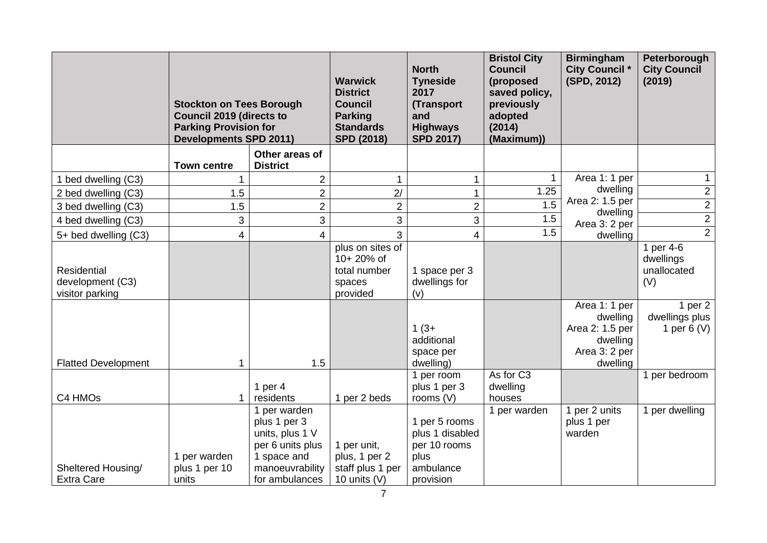| | Stockton on Tees Borough Council 2019 (directs to Parking Provision for Developments SPD 2011) | | Warwick District Council Parking Standards SPD (2018) | North Tyneside 2017 (Transport and Highways SPD 2017) | Bristol City Council (proposed saved policy, previously adopted (2014) (Maximum)) | Birmingham City Council * (SPD, 2012) | Peterborough City Council (2019) |
|---|---|---|---|---|---|---|---|
| | **Town centre** | **Other areas of District** | | | | | |
| 1 bed dwelling (C3) | 1 | 2 | 1 | 1 | 1 | Area 1: 1 per dwelling Area 2: 1.5 per dwelling Area 3: 2 per dwelling | 1 |
| 2 bed dwelling (C3) | 1.5 | 2 | 2/ | 1 | 1.25 | | 2 |
| 3 bed dwelling (C3) | 1.5 | 2 | 2 | 2 | 1.5 | | 2 |
| 4 bed dwelling (C3) | 3 | 3 | 3 | 3 | 1.5 | | 2 |
| 5+ bed dwelling (C3) | 4 | 4 | 3 | 4 | 1.5 | | 2 |
| Residential development (C3) visitor parking | | | plus on sites of 10+ 20% of total number spaces provided | 1 space per 3 dwellings for (v) | | | 1 per 4-6 dwellings unallocated (V) |
| Flatted Development | 1 | 1.5 | | 1 (3+ additional space per dwelling) | | Area 1: 1 per dwelling Area 2: 1.5 per dwelling Area 3: 2 per dwelling | 1 per 2 dwellings plus 1 per 6 (V) |
| C4 HMOs | 1 | 1 per 4 residents | 1 per 2 beds | 1 per room plus 1 per 3 rooms (V) | As for C3 dwelling houses | | 1 per bedroom |
| Sheltered Housing/ Extra Care | 1 per warden plus 1 per 10 units | 1 per warden plus 1 per 3 units, plus 1 V per 6 units plus 1 space and manoeuvrability for ambulances | 1 per unit, plus, 1 per 2 staff plus 1 per 10 units (V) | 1 per 5 rooms plus 1 disabled per 10 rooms plus ambulance provision | 1 per warden | 1 per 2 units plus 1 per warden | 1 per dwelling |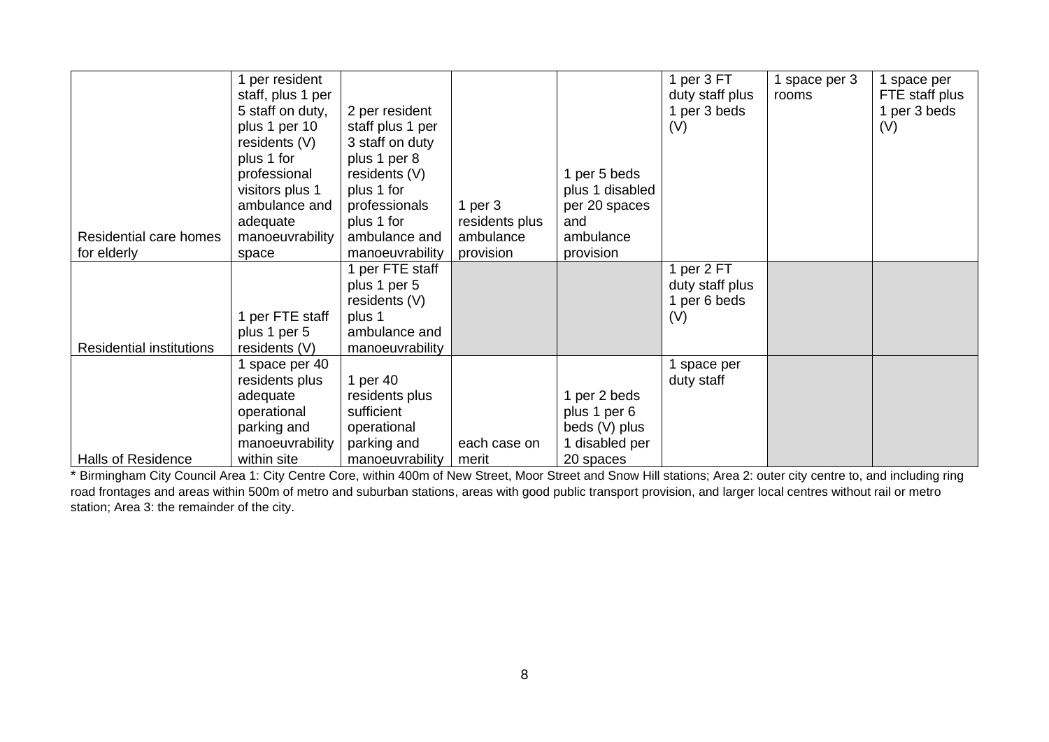| | | | | | | | |
|---|---|---|---|---|---|---|---|
| Residential care homes for elderly | 1 per resident staff, plus 1 per 5 staff on duty, plus 1 per 10 residents (V) plus 1 for professional visitors plus 1 ambulance and adequate manoeuvrability space | 2 per resident staff plus 1 per 3 staff on duty plus 1 per 8 residents (V) plus 1 for professionals plus 1 for ambulance and manoeuvrability | 1 per 3 residents plus ambulance provision | 1 per 5 beds plus 1 disabled per 20 spaces and ambulance provision | 1 per 3 FT duty staff plus 1 per 3 beds (V) | 1 space per 3 rooms | 1 space per FTE staff plus 1 per 3 beds (V) |
| Residential institutions | 1 per FTE staff plus 1 per 5 residents (V) | 1 per FTE staff plus 1 per 5 residents (V) plus 1 ambulance and manoeuvrability | | | 1 per 2 FT duty staff plus 1 per 6 beds (V) | | |
| Halls of Residence | 1 space per 40 residents plus adequate operational parking and manoeuvrability within site | 1 per 40 residents plus sufficient operational parking and manoeuvrability | each case on merit | 1 per 2 beds plus 1 per 6 beds (V) plus 1 disabled per 20 spaces | 1 space per duty staff | | |

* Birmingham City Council Area 1: City Centre Core, within 400m of New Street, Moor Street and Snow Hill stations; Area 2: outer city centre to, and including ring road frontages and areas within 500m of metro and suburban stations, areas with good public transport provision, and larger local centres without rail or metro station; Area 3: the remainder of the city.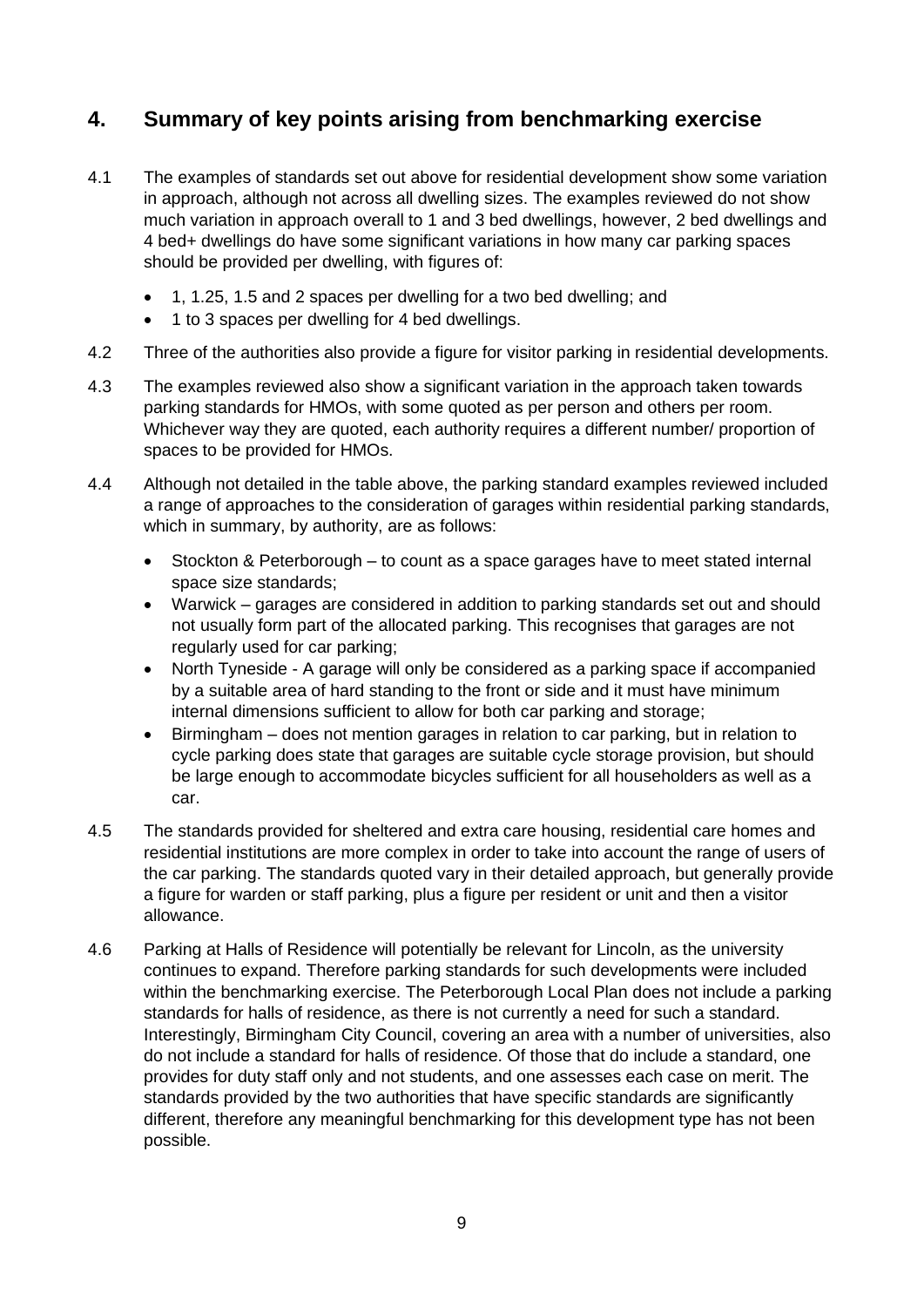## 4. Summary of key points arising from benchmarking exercise

4.1 The examples of standards set out above for residential development show some variation in approach, although not across all dwelling sizes. The examples reviewed do not show much variation in approach overall to 1 and 3 bed dwellings, however, 2 bed dwellings and 4 bed+ dwellings do have some significant variations in how many car parking spaces should be provided per dwelling, with figures of:

- 1, 1.25, 1.5 and 2 spaces per dwelling for a two bed dwelling; and
- 1 to 3 spaces per dwelling for 4 bed dwellings.

4.2 Three of the authorities also provide a figure for visitor parking in residential developments.

4.3 The examples reviewed also show a significant variation in the approach taken towards parking standards for HMOs, with some quoted as per person and others per room. Whichever way they are quoted, each authority requires a different number/ proportion of spaces to be provided for HMOs.

4.4 Although not detailed in the table above, the parking standard examples reviewed included a range of approaches to the consideration of garages within residential parking standards, which in summary, by authority, are as follows:

- Stockton & Peterborough – to count as a space garages have to meet stated internal space size standards;
- Warwick – garages are considered in addition to parking standards set out and should not usually form part of the allocated parking. This recognises that garages are not regularly used for car parking;
- North Tyneside - A garage will only be considered as a parking space if accompanied by a suitable area of hard standing to the front or side and it must have minimum internal dimensions sufficient to allow for both car parking and storage;
- Birmingham – does not mention garages in relation to car parking, but in relation to cycle parking does state that garages are suitable cycle storage provision, but should be large enough to accommodate bicycles sufficient for all householders as well as a car.

4.5 The standards provided for sheltered and extra care housing, residential care homes and residential institutions are more complex in order to take into account the range of users of the car parking. The standards quoted vary in their detailed approach, but generally provide a figure for warden or staff parking, plus a figure per resident or unit and then a visitor allowance.

4.6 Parking at Halls of Residence will potentially be relevant for Lincoln, as the university continues to expand. Therefore parking standards for such developments were included within the benchmarking exercise. The Peterborough Local Plan does not include a parking standards for halls of residence, as there is not currently a need for such a standard. Interestingly, Birmingham City Council, covering an area with a number of universities, also do not include a standard for halls of residence. Of those that do include a standard, one provides for duty staff only and not students, and one assesses each case on merit. The standards provided by the two authorities that have specific standards are significantly different, therefore any meaningful benchmarking for this development type has not been possible.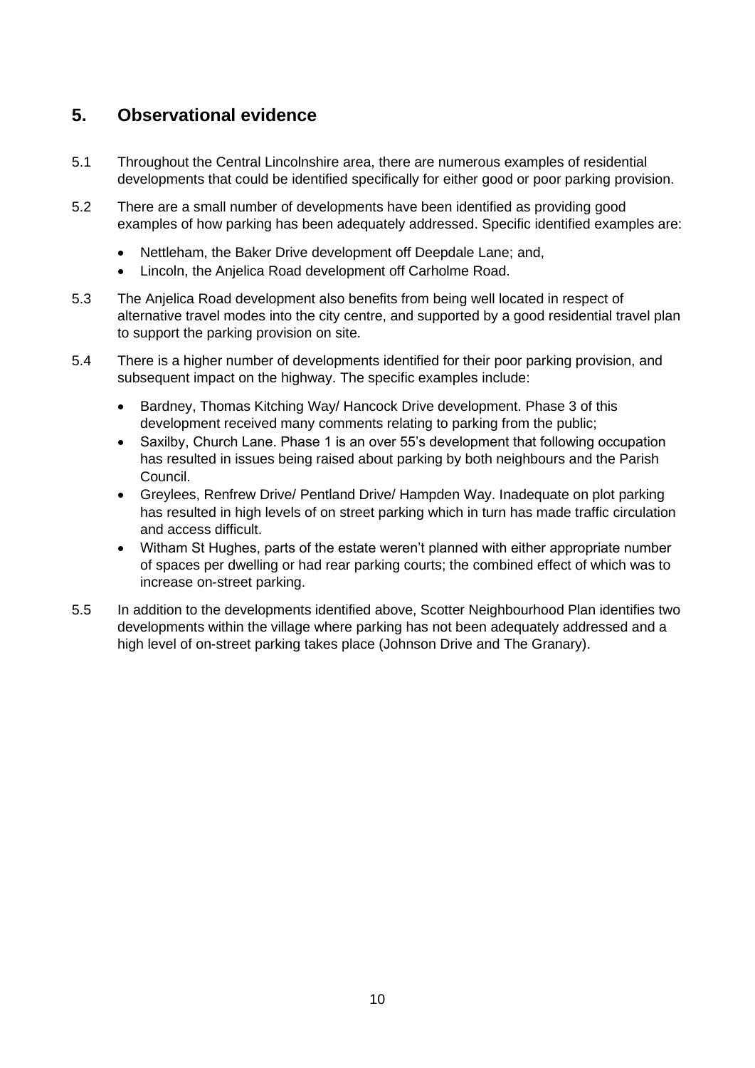## 5. Observational evidence

5.1 Throughout the Central Lincolnshire area, there are numerous examples of residential developments that could be identified specifically for either good or poor parking provision.

5.2 There are a small number of developments have been identified as providing good examples of how parking has been adequately addressed. Specific identified examples are:

- Nettleham, the Baker Drive development off Deepdale Lane; and,
- Lincoln, the Anjelica Road development off Carholme Road.

5.3 The Anjelica Road development also benefits from being well located in respect of alternative travel modes into the city centre, and supported by a good residential travel plan to support the parking provision on site.

5.4 There is a higher number of developments identified for their poor parking provision, and subsequent impact on the highway. The specific examples include:

- Bardney, Thomas Kitching Way/ Hancock Drive development. Phase 3 of this development received many comments relating to parking from the public;
- Saxilby, Church Lane. Phase 1 is an over 55's development that following occupation has resulted in issues being raised about parking by both neighbours and the Parish Council.
- Greylees, Renfrew Drive/ Pentland Drive/ Hampden Way. Inadequate on plot parking has resulted in high levels of on street parking which in turn has made traffic circulation and access difficult.
- Witham St Hughes, parts of the estate weren't planned with either appropriate number of spaces per dwelling or had rear parking courts; the combined effect of which was to increase on-street parking.

5.5 In addition to the developments identified above, Scotter Neighbourhood Plan identifies two developments within the village where parking has not been adequately addressed and a high level of on-street parking takes place (Johnson Drive and The Granary).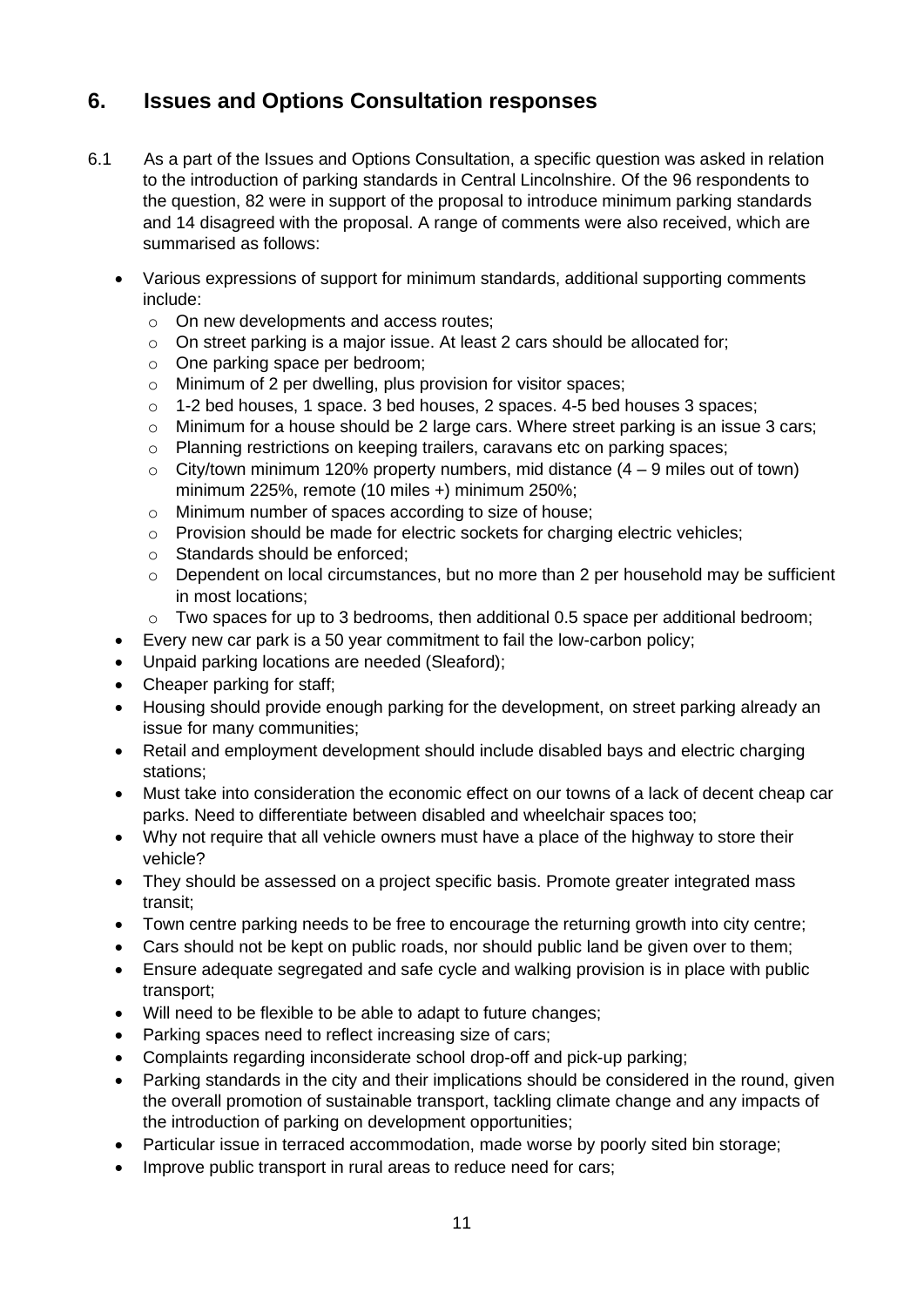## 6. Issues and Options Consultation responses

6.1 As a part of the Issues and Options Consultation, a specific question was asked in relation to the introduction of parking standards in Central Lincolnshire. Of the 96 respondents to the question, 82 were in support of the proposal to introduce minimum parking standards and 14 disagreed with the proposal. A range of comments were also received, which are summarised as follows:

- Various expressions of support for minimum standards, additional supporting comments include:
  - On new developments and access routes;
  - On street parking is a major issue. At least 2 cars should be allocated for;
  - One parking space per bedroom;
  - Minimum of 2 per dwelling, plus provision for visitor spaces;
  - 1-2 bed houses, 1 space. 3 bed houses, 2 spaces. 4-5 bed houses 3 spaces;
  - Minimum for a house should be 2 large cars. Where street parking is an issue 3 cars;
  - Planning restrictions on keeping trailers, caravans etc on parking spaces;
  - City/town minimum 120% property numbers, mid distance (4 – 9 miles out of town) minimum 225%, remote (10 miles +) minimum 250%;
  - Minimum number of spaces according to size of house;
  - Provision should be made for electric sockets for charging electric vehicles;
  - Standards should be enforced;
  - Dependent on local circumstances, but no more than 2 per household may be sufficient in most locations;
  - Two spaces for up to 3 bedrooms, then additional 0.5 space per additional bedroom;
- Every new car park is a 50 year commitment to fail the low-carbon policy;
- Unpaid parking locations are needed (Sleaford);
- Cheaper parking for staff;
- Housing should provide enough parking for the development, on street parking already an issue for many communities;
- Retail and employment development should include disabled bays and electric charging stations;
- Must take into consideration the economic effect on our towns of a lack of decent cheap car parks. Need to differentiate between disabled and wheelchair spaces too;
- Why not require that all vehicle owners must have a place of the highway to store their vehicle?
- They should be assessed on a project specific basis. Promote greater integrated mass transit;
- Town centre parking needs to be free to encourage the returning growth into city centre;
- Cars should not be kept on public roads, nor should public land be given over to them;
- Ensure adequate segregated and safe cycle and walking provision is in place with public transport;
- Will need to be flexible to be able to adapt to future changes;
- Parking spaces need to reflect increasing size of cars;
- Complaints regarding inconsiderate school drop-off and pick-up parking;
- Parking standards in the city and their implications should be considered in the round, given the overall promotion of sustainable transport, tackling climate change and any impacts of the introduction of parking on development opportunities;
- Particular issue in terraced accommodation, made worse by poorly sited bin storage;
- Improve public transport in rural areas to reduce need for cars;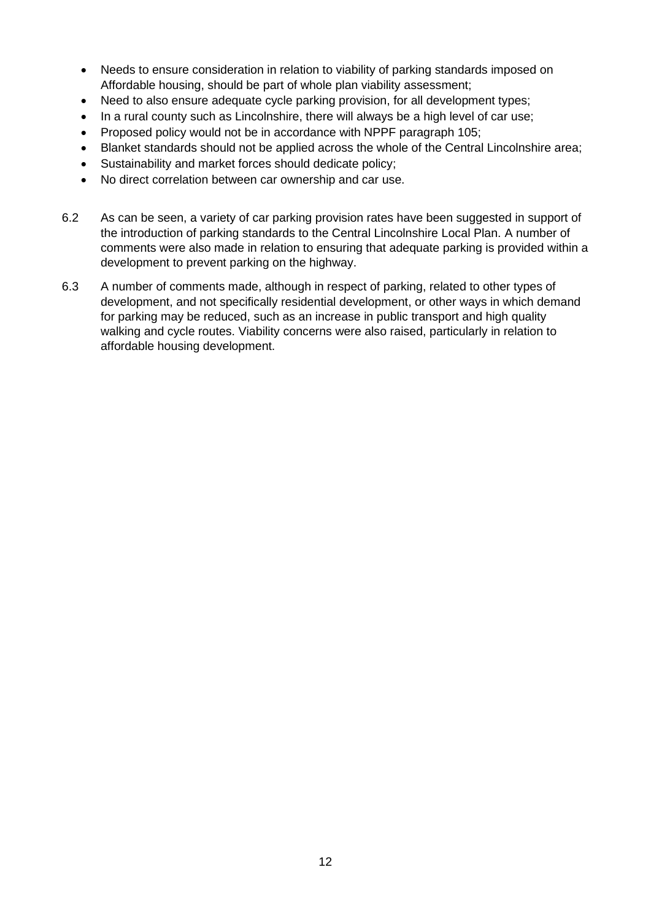- Needs to ensure consideration in relation to viability of parking standards imposed on Affordable housing, should be part of whole plan viability assessment;
- Need to also ensure adequate cycle parking provision, for all development types;
- In a rural county such as Lincolnshire, there will always be a high level of car use;
- Proposed policy would not be in accordance with NPPF paragraph 105;
- Blanket standards should not be applied across the whole of the Central Lincolnshire area;
- Sustainability and market forces should dedicate policy;
- No direct correlation between car ownership and car use.

6.2 As can be seen, a variety of car parking provision rates have been suggested in support of the introduction of parking standards to the Central Lincolnshire Local Plan. A number of comments were also made in relation to ensuring that adequate parking is provided within a development to prevent parking on the highway.

6.3 A number of comments made, although in respect of parking, related to other types of development, and not specifically residential development, or other ways in which demand for parking may be reduced, such as an increase in public transport and high quality walking and cycle routes. Viability concerns were also raised, particularly in relation to affordable housing development.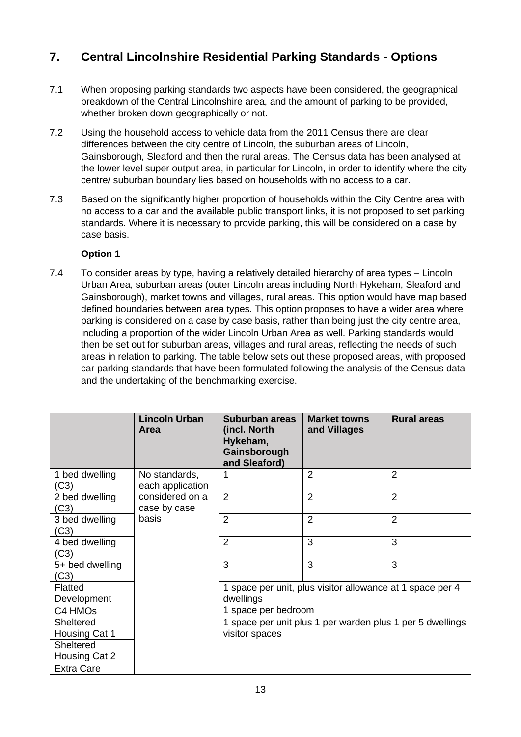## 7. Central Lincolnshire Residential Parking Standards - Options

7.1 When proposing parking standards two aspects have been considered, the geographical breakdown of the Central Lincolnshire area, and the amount of parking to be provided, whether broken down geographically or not.

7.2 Using the household access to vehicle data from the 2011 Census there are clear differences between the city centre of Lincoln, the suburban areas of Lincoln, Gainsborough, Sleaford and then the rural areas. The Census data has been analysed at the lower level super output area, in particular for Lincoln, in order to identify where the city centre/ suburban boundary lies based on households with no access to a car.

7.3 Based on the significantly higher proportion of households within the City Centre area with no access to a car and the available public transport links, it is not proposed to set parking standards. Where it is necessary to provide parking, this will be considered on a case by case basis.

**Option 1**

7.4 To consider areas by type, having a relatively detailed hierarchy of area types – Lincoln Urban Area, suburban areas (outer Lincoln areas including North Hykeham, Sleaford and Gainsborough), market towns and villages, rural areas. This option would have map based defined boundaries between area types. This option proposes to have a wider area where parking is considered on a case by case basis, rather than being just the city centre area, including a proportion of the wider Lincoln Urban Area as well. Parking standards would then be set out for suburban areas, villages and rural areas, reflecting the needs of such areas in relation to parking. The table below sets out these proposed areas, with proposed car parking standards that have been formulated following the analysis of the Census data and the undertaking of the benchmarking exercise.

| | Lincoln Urban Area | Suburban areas (incl. North Hykeham, Gainsborough and Sleaford) | Market towns and Villages | Rural areas |
|---|---|---|---|---|
| 1 bed dwelling (C3) | No standards, each application considered on a case by case basis | 1 | 2 | 2 |
| 2 bed dwelling (C3) | | 2 | 2 | 2 |
| 3 bed dwelling (C3) | | 2 | 2 | 2 |
| 4 bed dwelling (C3) | | 2 | 3 | 3 |
| 5+ bed dwelling (C3) | | 3 | 3 | 3 |
| Flatted Development | | 1 space per unit, plus visitor allowance at 1 space per 4 dwellings | | |
| C4 HMOs | | 1 space per bedroom | | |
| Sheltered Housing Cat 1 | | 1 space per unit plus 1 per warden plus 1 per 5 dwellings visitor spaces | | |
| Sheltered Housing Cat 2 | | | | |
| Extra Care | | | | |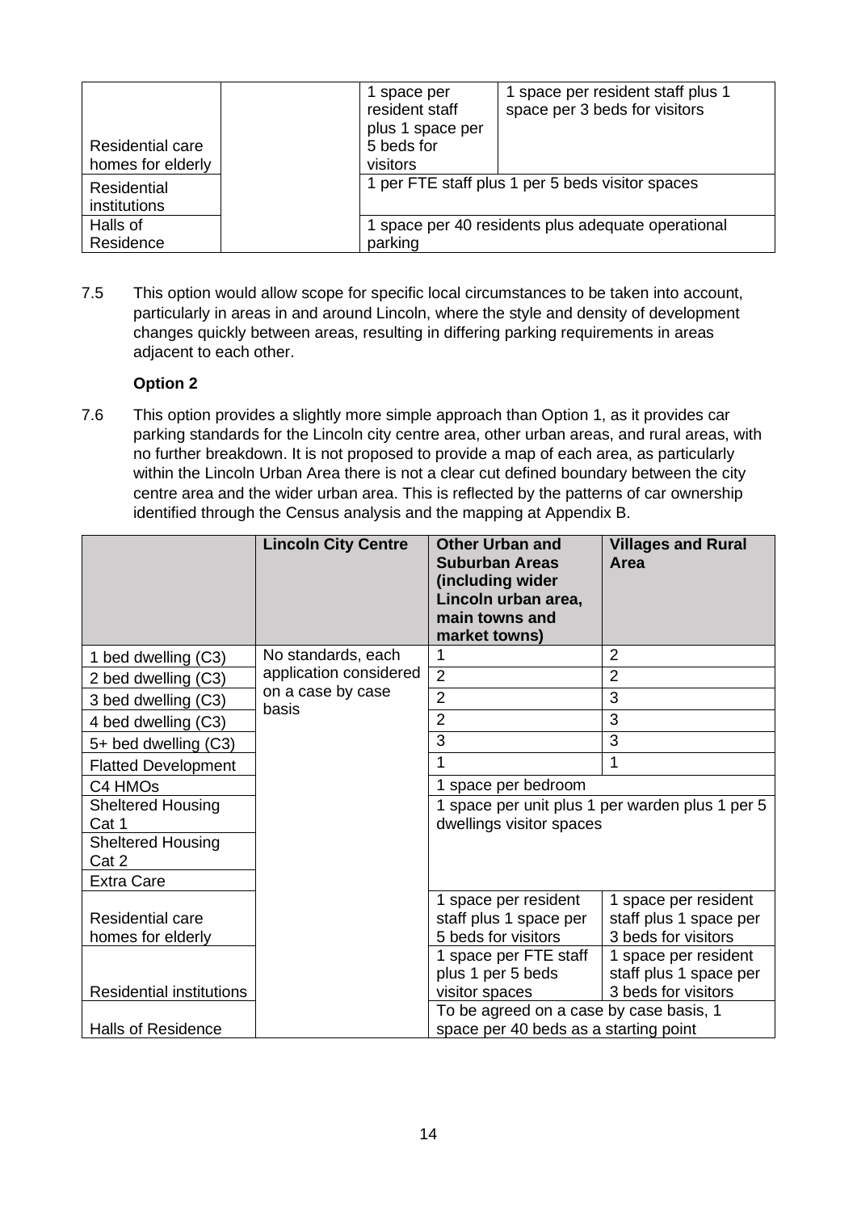| | | | |
|---|---|---|---|
| Residential care homes for elderly | | 1 space per resident staff plus 1 space per 5 beds for visitors | 1 space per resident staff plus 1 space per 3 beds for visitors |
| Residential institutions | | 1 per FTE staff plus 1 per 5 beds visitor spaces | |
| Halls of Residence | | 1 space per 40 residents plus adequate operational parking | |

7.5 This option would allow scope for specific local circumstances to be taken into account, particularly in areas in and around Lincoln, where the style and density of development changes quickly between areas, resulting in differing parking requirements in areas adjacent to each other.

**Option 2**

7.6 This option provides a slightly more simple approach than Option 1, as it provides car parking standards for the Lincoln city centre area, other urban areas, and rural areas, with no further breakdown. It is not proposed to provide a map of each area, as particularly within the Lincoln Urban Area there is not a clear cut defined boundary between the city centre area and the wider urban area. This is reflected by the patterns of car ownership identified through the Census analysis and the mapping at Appendix B.

| | **Lincoln City Centre** | **Other Urban and Suburban Areas (including wider Lincoln urban area, main towns and market towns)** | **Villages and Rural Area** |
|---|---|---|---|
| 1 bed dwelling (C3) | No standards, each application considered on a case by case basis | 1 | 2 |
| 2 bed dwelling (C3) | | 2 | 2 |
| 3 bed dwelling (C3) | | 2 | 3 |
| 4 bed dwelling (C3) | | 2 | 3 |
| 5+ bed dwelling (C3) | | 3 | 3 |
| Flatted Development | | 1 | 1 |
| C4 HMOs | | 1 space per bedroom | |
| Sheltered Housing Cat 1 | | 1 space per unit plus 1 per warden plus 1 per 5 dwellings visitor spaces | |
| Sheltered Housing Cat 2 | | | |
| Extra Care | | | |
| Residential care homes for elderly | | 1 space per resident staff plus 1 space per 5 beds for visitors | 1 space per resident staff plus 1 space per 3 beds for visitors |
| Residential institutions | | 1 space per FTE staff plus 1 per 5 beds visitor spaces | 1 space per resident staff plus 1 space per 3 beds for visitors |
| Halls of Residence | | To be agreed on a case by case basis, 1 space per 40 beds as a starting point | |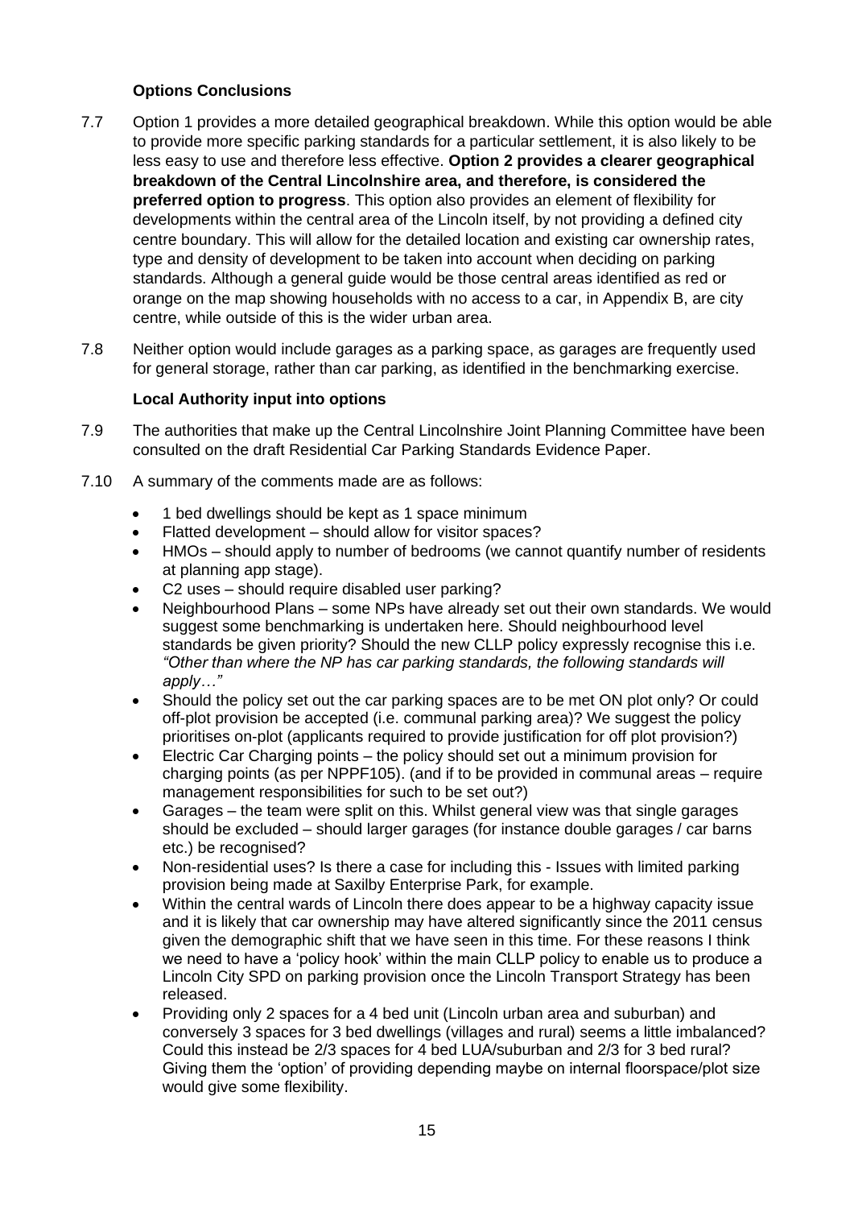### Options Conclusions

7.7 Option 1 provides a more detailed geographical breakdown. While this option would be able to provide more specific parking standards for a particular settlement, it is also likely to be less easy to use and therefore less effective. **Option 2 provides a clearer geographical breakdown of the Central Lincolnshire area, and therefore, is considered the preferred option to progress**. This option also provides an element of flexibility for developments within the central area of the Lincoln itself, by not providing a defined city centre boundary. This will allow for the detailed location and existing car ownership rates, type and density of development to be taken into account when deciding on parking standards. Although a general guide would be those central areas identified as red or orange on the map showing households with no access to a car, in Appendix B, are city centre, while outside of this is the wider urban area.

7.8 Neither option would include garages as a parking space, as garages are frequently used for general storage, rather than car parking, as identified in the benchmarking exercise.

### Local Authority input into options

7.9 The authorities that make up the Central Lincolnshire Joint Planning Committee have been consulted on the draft Residential Car Parking Standards Evidence Paper.

7.10 A summary of the comments made are as follows:

- 1 bed dwellings should be kept as 1 space minimum
- Flatted development – should allow for visitor spaces?
- HMOs – should apply to number of bedrooms (we cannot quantify number of residents at planning app stage).
- C2 uses – should require disabled user parking?
- Neighbourhood Plans – some NPs have already set out their own standards. We would suggest some benchmarking is undertaken here. Should neighbourhood level standards be given priority? Should the new CLLP policy expressly recognise this i.e. *"Other than where the NP has car parking standards, the following standards will apply…"*
- Should the policy set out the car parking spaces are to be met ON plot only? Or could off-plot provision be accepted (i.e. communal parking area)? We suggest the policy prioritises on-plot (applicants required to provide justification for off plot provision?)
- Electric Car Charging points – the policy should set out a minimum provision for charging points (as per NPPF105). (and if to be provided in communal areas – require management responsibilities for such to be set out?)
- Garages – the team were split on this. Whilst general view was that single garages should be excluded – should larger garages (for instance double garages / car barns etc.) be recognised?
- Non-residential uses? Is there a case for including this - Issues with limited parking provision being made at Saxilby Enterprise Park, for example.
- Within the central wards of Lincoln there does appear to be a highway capacity issue and it is likely that car ownership may have altered significantly since the 2011 census given the demographic shift that we have seen in this time. For these reasons I think we need to have a 'policy hook' within the main CLLP policy to enable us to produce a Lincoln City SPD on parking provision once the Lincoln Transport Strategy has been released.
- Providing only 2 spaces for a 4 bed unit (Lincoln urban area and suburban) and conversely 3 spaces for 3 bed dwellings (villages and rural) seems a little imbalanced? Could this instead be 2/3 spaces for 4 bed LUA/suburban and 2/3 for 3 bed rural? Giving them the 'option' of providing depending maybe on internal floorspace/plot size would give some flexibility.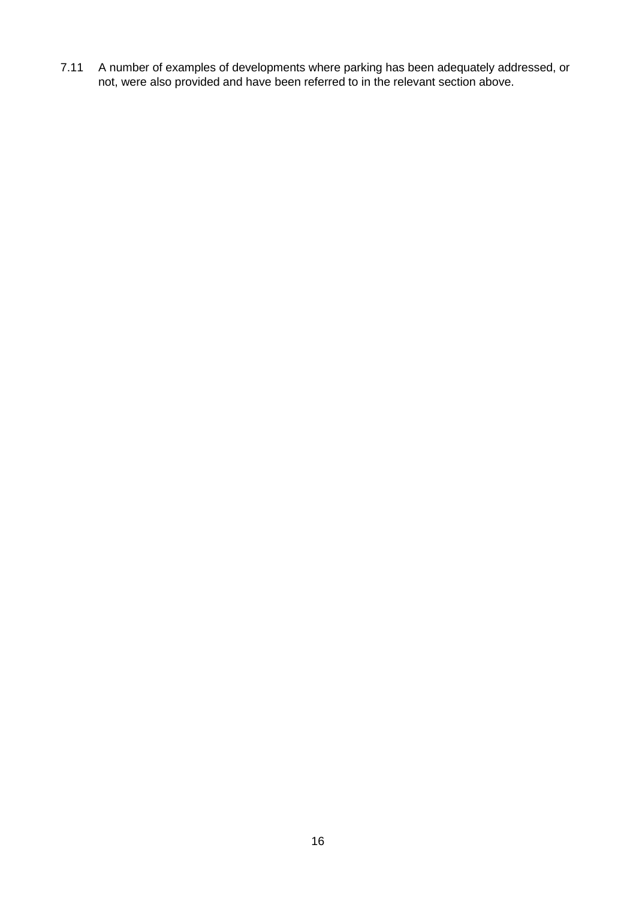7.11 A number of examples of developments where parking has been adequately addressed, or not, were also provided and have been referred to in the relevant section above.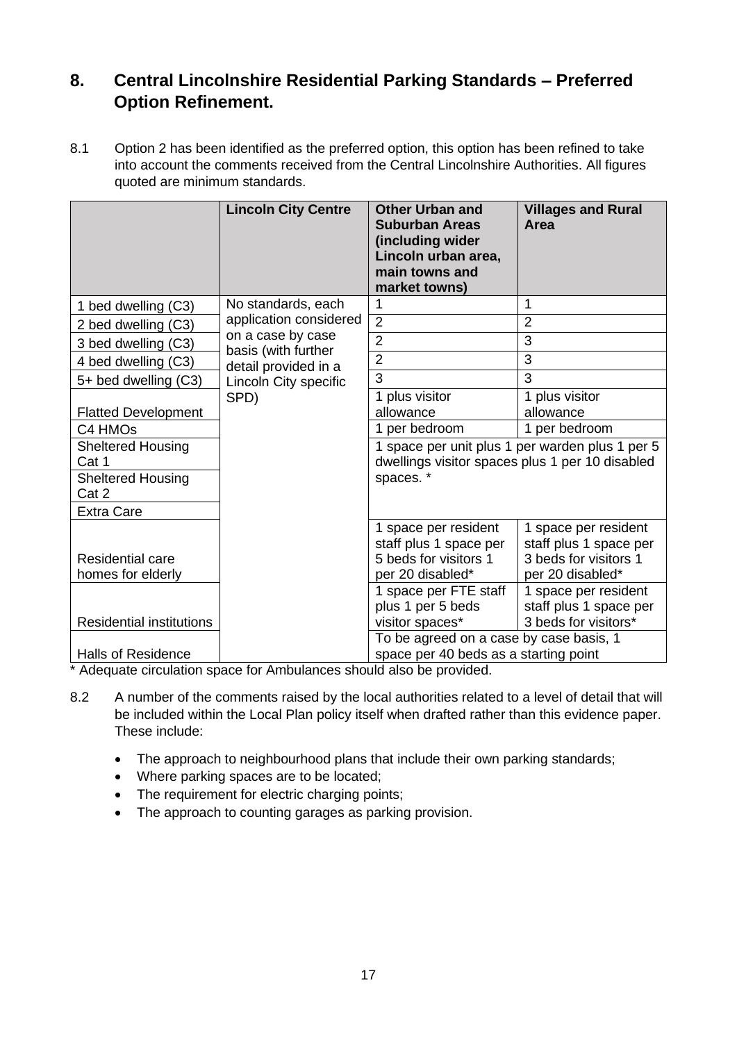## 8. Central Lincolnshire Residential Parking Standards – Preferred Option Refinement.

8.1 Option 2 has been identified as the preferred option, this option has been refined to take into account the comments received from the Central Lincolnshire Authorities. All figures quoted are minimum standards.

| | Lincoln City Centre | Other Urban and Suburban Areas (including wider Lincoln urban area, main towns and market towns) | Villages and Rural Area |
|---|---|---|---|
| 1 bed dwelling (C3) | No standards, each application considered on a case by case basis (with further detail provided in a Lincoln City specific SPD) | 1 | 1 |
| 2 bed dwelling (C3) | | 2 | 2 |
| 3 bed dwelling (C3) | | 2 | 3 |
| 4 bed dwelling (C3) | | 2 | 3 |
| 5+ bed dwelling (C3) | | 3 | 3 |
| Flatted Development | | 1 plus visitor allowance | 1 plus visitor allowance |
| C4 HMOs | | 1 per bedroom | 1 per bedroom |
| Sheltered Housing Cat 1 | | 1 space per unit plus 1 per warden plus 1 per 5 dwellings visitor spaces plus 1 per 10 disabled spaces. * | |
| Sheltered Housing Cat 2 | | | |
| Extra Care | | | |
| Residential care homes for elderly | | 1 space per resident staff plus 1 space per 5 beds for visitors 1 per 20 disabled* | 1 space per resident staff plus 1 space per 3 beds for visitors 1 per 20 disabled* |
| Residential institutions | | 1 space per FTE staff plus 1 per 5 beds visitor spaces* | 1 space per resident staff plus 1 space per 3 beds for visitors* |
| Halls of Residence | | To be agreed on a case by case basis, 1 space per 40 beds as a starting point | |

\* Adequate circulation space for Ambulances should also be provided.

8.2 A number of the comments raised by the local authorities related to a level of detail that will be included within the Local Plan policy itself when drafted rather than this evidence paper. These include:

- The approach to neighbourhood plans that include their own parking standards;
- Where parking spaces are to be located;
- The requirement for electric charging points;
- The approach to counting garages as parking provision.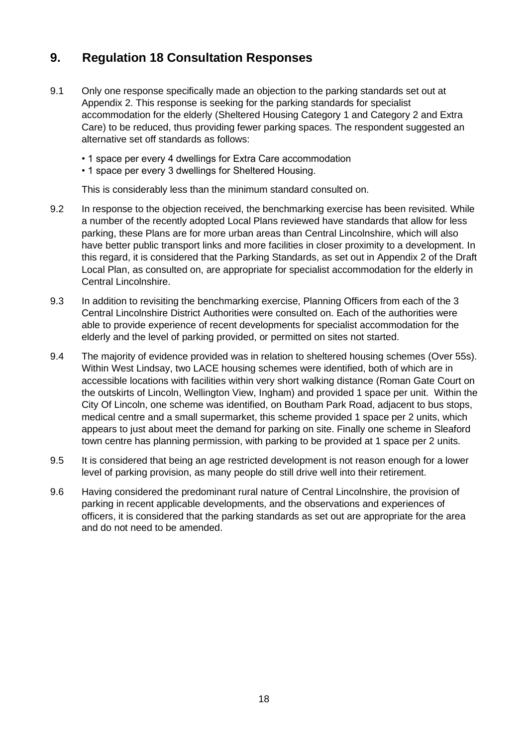## 9. Regulation 18 Consultation Responses

9.1 Only one response specifically made an objection to the parking standards set out at Appendix 2. This response is seeking for the parking standards for specialist accommodation for the elderly (Sheltered Housing Category 1 and Category 2 and Extra Care) to be reduced, thus providing fewer parking spaces. The respondent suggested an alternative set off standards as follows:

- 1 space per every 4 dwellings for Extra Care accommodation
- 1 space per every 3 dwellings for Sheltered Housing.

This is considerably less than the minimum standard consulted on.

9.2 In response to the objection received, the benchmarking exercise has been revisited. While a number of the recently adopted Local Plans reviewed have standards that allow for less parking, these Plans are for more urban areas than Central Lincolnshire, which will also have better public transport links and more facilities in closer proximity to a development. In this regard, it is considered that the Parking Standards, as set out in Appendix 2 of the Draft Local Plan, as consulted on, are appropriate for specialist accommodation for the elderly in Central Lincolnshire.

9.3 In addition to revisiting the benchmarking exercise, Planning Officers from each of the 3 Central Lincolnshire District Authorities were consulted on. Each of the authorities were able to provide experience of recent developments for specialist accommodation for the elderly and the level of parking provided, or permitted on sites not started.

9.4 The majority of evidence provided was in relation to sheltered housing schemes (Over 55s). Within West Lindsay, two LACE housing schemes were identified, both of which are in accessible locations with facilities within very short walking distance (Roman Gate Court on the outskirts of Lincoln, Wellington View, Ingham) and provided 1 space per unit. Within the City Of Lincoln, one scheme was identified, on Boutham Park Road, adjacent to bus stops, medical centre and a small supermarket, this scheme provided 1 space per 2 units, which appears to just about meet the demand for parking on site. Finally one scheme in Sleaford town centre has planning permission, with parking to be provided at 1 space per 2 units.

9.5 It is considered that being an age restricted development is not reason enough for a lower level of parking provision, as many people do still drive well into their retirement.

9.6 Having considered the predominant rural nature of Central Lincolnshire, the provision of parking in recent applicable developments, and the observations and experiences of officers, it is considered that the parking standards as set out are appropriate for the area and do not need to be amended.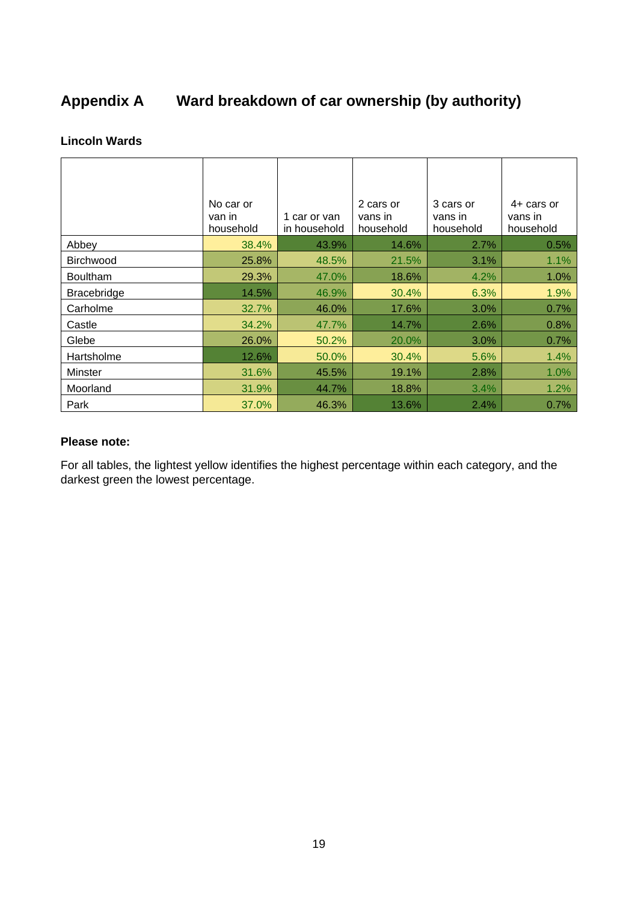# Appendix A Ward breakdown of car ownership (by authority)

### Lincoln Wards

| | No car or van in household | 1 car or van in household | 2 cars or vans in household | 3 cars or vans in household | 4+ cars or vans in household |
|---|---|---|---|---|---|
| Abbey | 38.4% | 43.9% | 14.6% | 2.7% | 0.5% |
| Birchwood | 25.8% | 48.5% | 21.5% | 3.1% | 1.1% |
| Boultham | 29.3% | 47.0% | 18.6% | 4.2% | 1.0% |
| Bracebridge | 14.5% | 46.9% | 30.4% | 6.3% | 1.9% |
| Carholme | 32.7% | 46.0% | 17.6% | 3.0% | 0.7% |
| Castle | 34.2% | 47.7% | 14.7% | 2.6% | 0.8% |
| Glebe | 26.0% | 50.2% | 20.0% | 3.0% | 0.7% |
| Hartsholme | 12.6% | 50.0% | 30.4% | 5.6% | 1.4% |
| Minster | 31.6% | 45.5% | 19.1% | 2.8% | 1.0% |
| Moorland | 31.9% | 44.7% | 18.8% | 3.4% | 1.2% |
| Park | 37.0% | 46.3% | 13.6% | 2.4% | 0.7% |

**Please note:**

For all tables, the lightest yellow identifies the highest percentage within each category, and the darkest green the lowest percentage.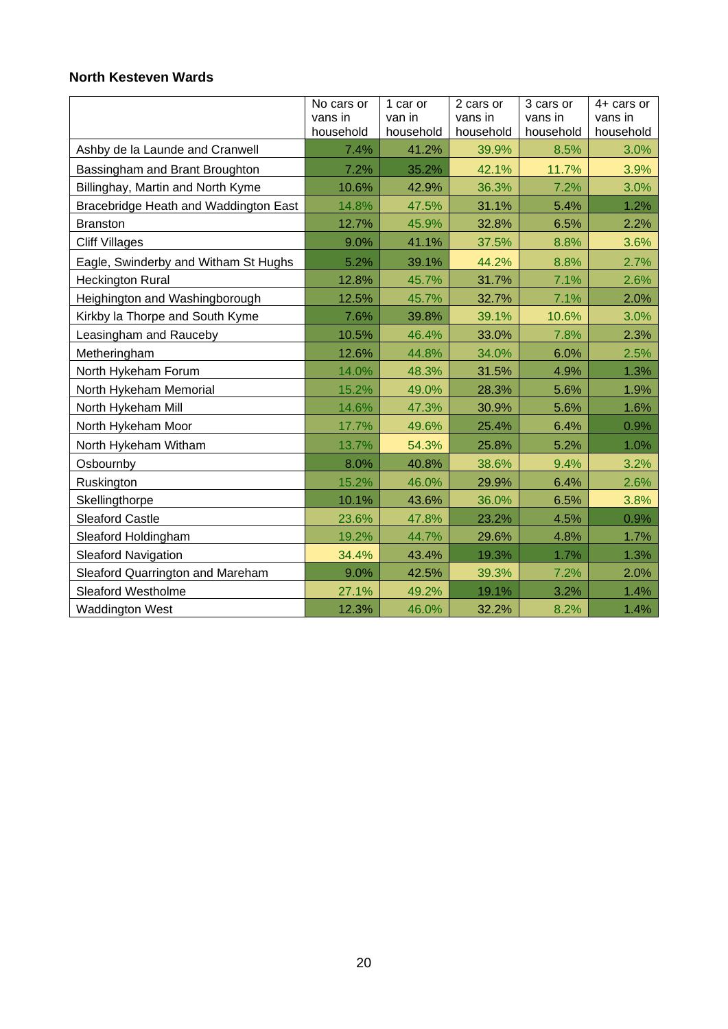**North Kesteven Wards**

| | No cars or vans in household | 1 car or van in household | 2 cars or vans in household | 3 cars or vans in household | 4+ cars or vans in household |
|---|---|---|---|---|---|
| Ashby de la Launde and Cranwell | 7.4% | 41.2% | 39.9% | 8.5% | 3.0% |
| Bassingham and Brant Broughton | 7.2% | 35.2% | 42.1% | 11.7% | 3.9% |
| Billinghay, Martin and North Kyme | 10.6% | 42.9% | 36.3% | 7.2% | 3.0% |
| Bracebridge Heath and Waddington East | 14.8% | 47.5% | 31.1% | 5.4% | 1.2% |
| Branston | 12.7% | 45.9% | 32.8% | 6.5% | 2.2% |
| Cliff Villages | 9.0% | 41.1% | 37.5% | 8.8% | 3.6% |
| Eagle, Swinderby and Witham St Hughs | 5.2% | 39.1% | 44.2% | 8.8% | 2.7% |
| Heckington Rural | 12.8% | 45.7% | 31.7% | 7.1% | 2.6% |
| Heighington and Washingborough | 12.5% | 45.7% | 32.7% | 7.1% | 2.0% |
| Kirkby la Thorpe and South Kyme | 7.6% | 39.8% | 39.1% | 10.6% | 3.0% |
| Leasingham and Rauceby | 10.5% | 46.4% | 33.0% | 7.8% | 2.3% |
| Metheringham | 12.6% | 44.8% | 34.0% | 6.0% | 2.5% |
| North Hykeham Forum | 14.0% | 48.3% | 31.5% | 4.9% | 1.3% |
| North Hykeham Memorial | 15.2% | 49.0% | 28.3% | 5.6% | 1.9% |
| North Hykeham Mill | 14.6% | 47.3% | 30.9% | 5.6% | 1.6% |
| North Hykeham Moor | 17.7% | 49.6% | 25.4% | 6.4% | 0.9% |
| North Hykeham Witham | 13.7% | 54.3% | 25.8% | 5.2% | 1.0% |
| Osbournby | 8.0% | 40.8% | 38.6% | 9.4% | 3.2% |
| Ruskington | 15.2% | 46.0% | 29.9% | 6.4% | 2.6% |
| Skellingthorpe | 10.1% | 43.6% | 36.0% | 6.5% | 3.8% |
| Sleaford Castle | 23.6% | 47.8% | 23.2% | 4.5% | 0.9% |
| Sleaford Holdingham | 19.2% | 44.7% | 29.6% | 4.8% | 1.7% |
| Sleaford Navigation | 34.4% | 43.4% | 19.3% | 1.7% | 1.3% |
| Sleaford Quarrington and Mareham | 9.0% | 42.5% | 39.3% | 7.2% | 2.0% |
| Sleaford Westholme | 27.1% | 49.2% | 19.1% | 3.2% | 1.4% |
| Waddington West | 12.3% | 46.0% | 32.2% | 8.2% | 1.4% |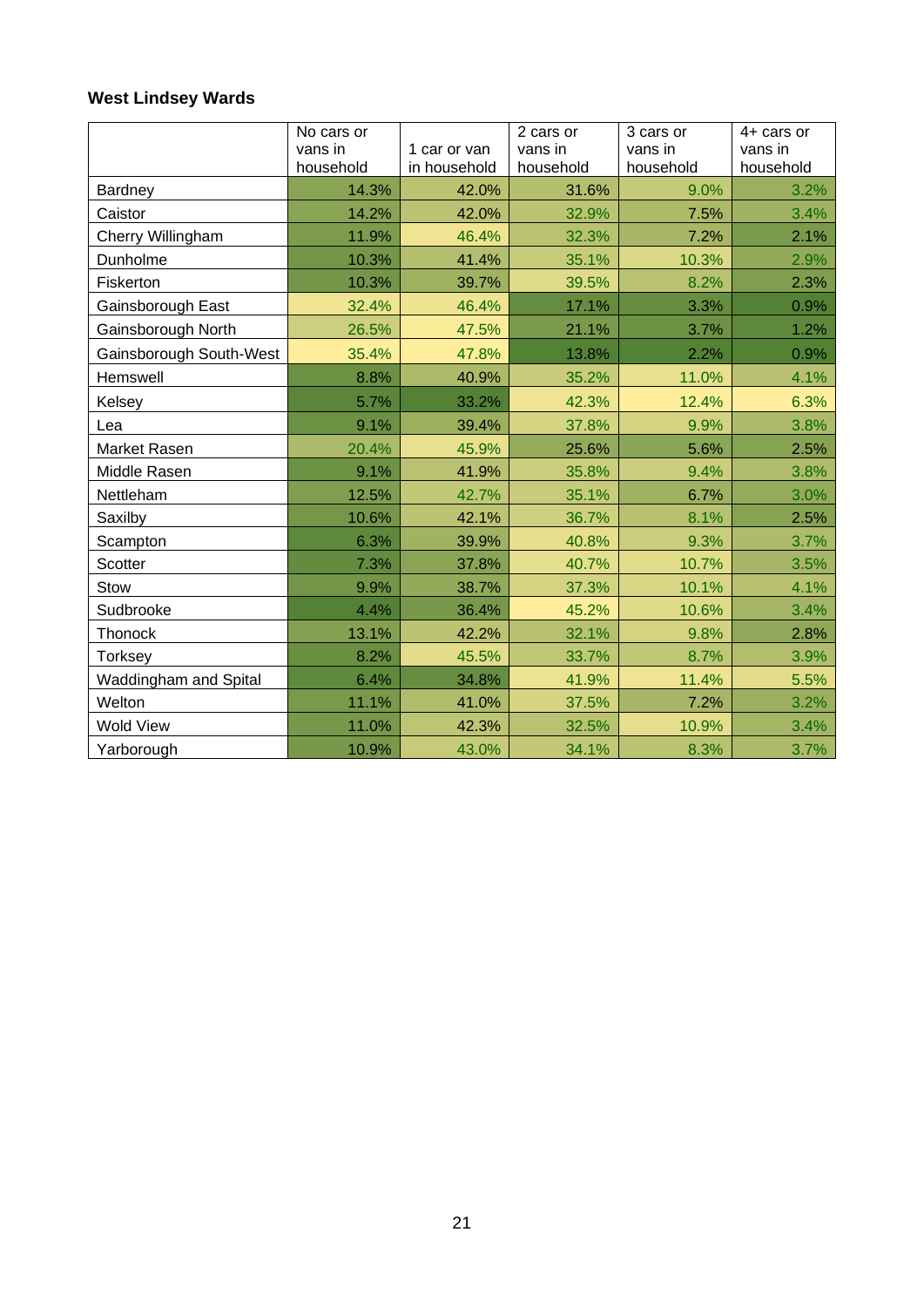**West Lindsey Wards**

| | No cars or vans in household | 1 car or van in household | 2 cars or vans in household | 3 cars or vans in household | 4+ cars or vans in household |
|---|---|---|---|---|---|
| Bardney | 14.3% | 42.0% | 31.6% | 9.0% | 3.2% |
| Caistor | 14.2% | 42.0% | 32.9% | 7.5% | 3.4% |
| Cherry Willingham | 11.9% | 46.4% | 32.3% | 7.2% | 2.1% |
| Dunholme | 10.3% | 41.4% | 35.1% | 10.3% | 2.9% |
| Fiskerton | 10.3% | 39.7% | 39.5% | 8.2% | 2.3% |
| Gainsborough East | 32.4% | 46.4% | 17.1% | 3.3% | 0.9% |
| Gainsborough North | 26.5% | 47.5% | 21.1% | 3.7% | 1.2% |
| Gainsborough South-West | 35.4% | 47.8% | 13.8% | 2.2% | 0.9% |
| Hemswell | 8.8% | 40.9% | 35.2% | 11.0% | 4.1% |
| Kelsey | 5.7% | 33.2% | 42.3% | 12.4% | 6.3% |
| Lea | 9.1% | 39.4% | 37.8% | 9.9% | 3.8% |
| Market Rasen | 20.4% | 45.9% | 25.6% | 5.6% | 2.5% |
| Middle Rasen | 9.1% | 41.9% | 35.8% | 9.4% | 3.8% |
| Nettleham | 12.5% | 42.7% | 35.1% | 6.7% | 3.0% |
| Saxilby | 10.6% | 42.1% | 36.7% | 8.1% | 2.5% |
| Scampton | 6.3% | 39.9% | 40.8% | 9.3% | 3.7% |
| Scotter | 7.3% | 37.8% | 40.7% | 10.7% | 3.5% |
| Stow | 9.9% | 38.7% | 37.3% | 10.1% | 4.1% |
| Sudbrooke | 4.4% | 36.4% | 45.2% | 10.6% | 3.4% |
| Thonock | 13.1% | 42.2% | 32.1% | 9.8% | 2.8% |
| Torksey | 8.2% | 45.5% | 33.7% | 8.7% | 3.9% |
| Waddingham and Spital | 6.4% | 34.8% | 41.9% | 11.4% | 5.5% |
| Welton | 11.1% | 41.0% | 37.5% | 7.2% | 3.2% |
| Wold View | 11.0% | 42.3% | 32.5% | 10.9% | 3.4% |
| Yarborough | 10.9% | 43.0% | 34.1% | 8.3% | 3.7% |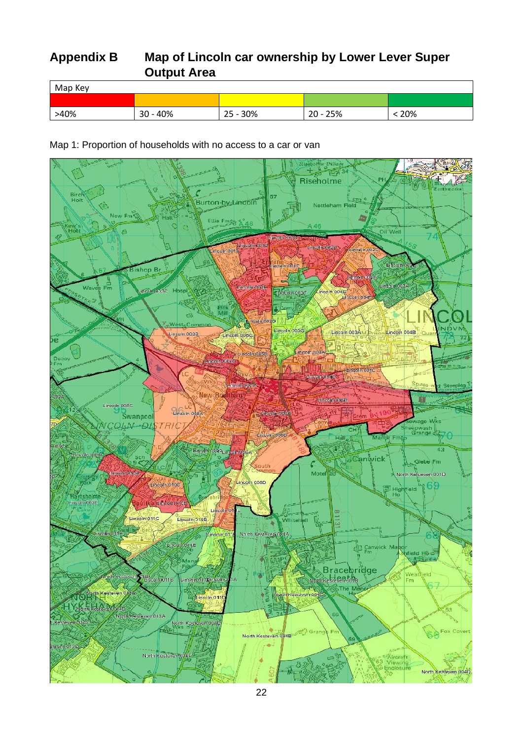## Appendix B Map of Lincoln car ownership by Lower Lever Super Output Area

| Map Key | | | | |
|---|---|---|---|---|
| | | | | |
| >40% | 30 - 40% | 25 - 30% | 20 - 25% | < 20% |

Map 1: Proportion of households with no access to a car or van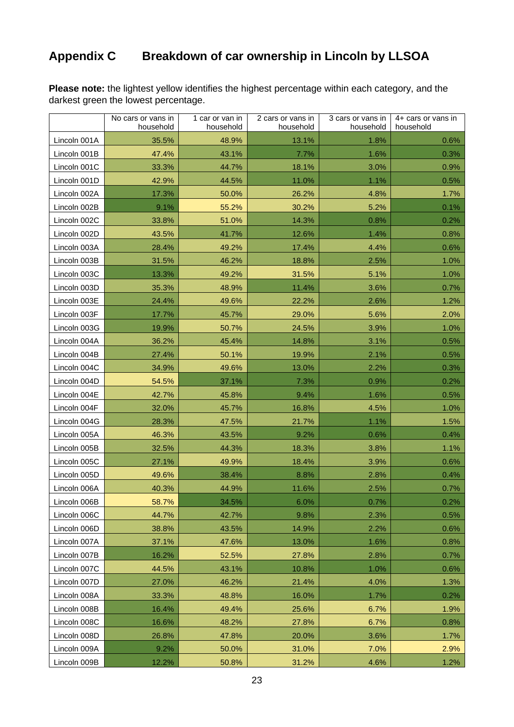## Appendix C Breakdown of car ownership in Lincoln by LLSOA

**Please note:** the lightest yellow identifies the highest percentage within each category, and the darkest green the lowest percentage.

| | No cars or vans in household | 1 car or van in household | 2 cars or vans in household | 3 cars or vans in household | 4+ cars or vans in household |
|---|---|---|---|---|---|
| Lincoln 001A | 35.5% | 48.9% | 13.1% | 1.8% | 0.6% |
| Lincoln 001B | 47.4% | 43.1% | 7.7% | 1.6% | 0.3% |
| Lincoln 001C | 33.3% | 44.7% | 18.1% | 3.0% | 0.9% |
| Lincoln 001D | 42.9% | 44.5% | 11.0% | 1.1% | 0.5% |
| Lincoln 002A | 17.3% | 50.0% | 26.2% | 4.8% | 1.7% |
| Lincoln 002B | 9.1% | 55.2% | 30.2% | 5.2% | 0.1% |
| Lincoln 002C | 33.8% | 51.0% | 14.3% | 0.8% | 0.2% |
| Lincoln 002D | 43.5% | 41.7% | 12.6% | 1.4% | 0.8% |
| Lincoln 003A | 28.4% | 49.2% | 17.4% | 4.4% | 0.6% |
| Lincoln 003B | 31.5% | 46.2% | 18.8% | 2.5% | 1.0% |
| Lincoln 003C | 13.3% | 49.2% | 31.5% | 5.1% | 1.0% |
| Lincoln 003D | 35.3% | 48.9% | 11.4% | 3.6% | 0.7% |
| Lincoln 003E | 24.4% | 49.6% | 22.2% | 2.6% | 1.2% |
| Lincoln 003F | 17.7% | 45.7% | 29.0% | 5.6% | 2.0% |
| Lincoln 003G | 19.9% | 50.7% | 24.5% | 3.9% | 1.0% |
| Lincoln 004A | 36.2% | 45.4% | 14.8% | 3.1% | 0.5% |
| Lincoln 004B | 27.4% | 50.1% | 19.9% | 2.1% | 0.5% |
| Lincoln 004C | 34.9% | 49.6% | 13.0% | 2.2% | 0.3% |
| Lincoln 004D | 54.5% | 37.1% | 7.3% | 0.9% | 0.2% |
| Lincoln 004E | 42.7% | 45.8% | 9.4% | 1.6% | 0.5% |
| Lincoln 004F | 32.0% | 45.7% | 16.8% | 4.5% | 1.0% |
| Lincoln 004G | 28.3% | 47.5% | 21.7% | 1.1% | 1.5% |
| Lincoln 005A | 46.3% | 43.5% | 9.2% | 0.6% | 0.4% |
| Lincoln 005B | 32.5% | 44.3% | 18.3% | 3.8% | 1.1% |
| Lincoln 005C | 27.1% | 49.9% | 18.4% | 3.9% | 0.6% |
| Lincoln 005D | 49.6% | 38.4% | 8.8% | 2.8% | 0.4% |
| Lincoln 006A | 40.3% | 44.9% | 11.6% | 2.5% | 0.7% |
| Lincoln 006B | 58.7% | 34.5% | 6.0% | 0.7% | 0.2% |
| Lincoln 006C | 44.7% | 42.7% | 9.8% | 2.3% | 0.5% |
| Lincoln 006D | 38.8% | 43.5% | 14.9% | 2.2% | 0.6% |
| Lincoln 007A | 37.1% | 47.6% | 13.0% | 1.6% | 0.8% |
| Lincoln 007B | 16.2% | 52.5% | 27.8% | 2.8% | 0.7% |
| Lincoln 007C | 44.5% | 43.1% | 10.8% | 1.0% | 0.6% |
| Lincoln 007D | 27.0% | 46.2% | 21.4% | 4.0% | 1.3% |
| Lincoln 008A | 33.3% | 48.8% | 16.0% | 1.7% | 0.2% |
| Lincoln 008B | 16.4% | 49.4% | 25.6% | 6.7% | 1.9% |
| Lincoln 008C | 16.6% | 48.2% | 27.8% | 6.7% | 0.8% |
| Lincoln 008D | 26.8% | 47.8% | 20.0% | 3.6% | 1.7% |
| Lincoln 009A | 9.2% | 50.0% | 31.0% | 7.0% | 2.9% |
| Lincoln 009B | 12.2% | 50.8% | 31.2% | 4.6% | 1.2% |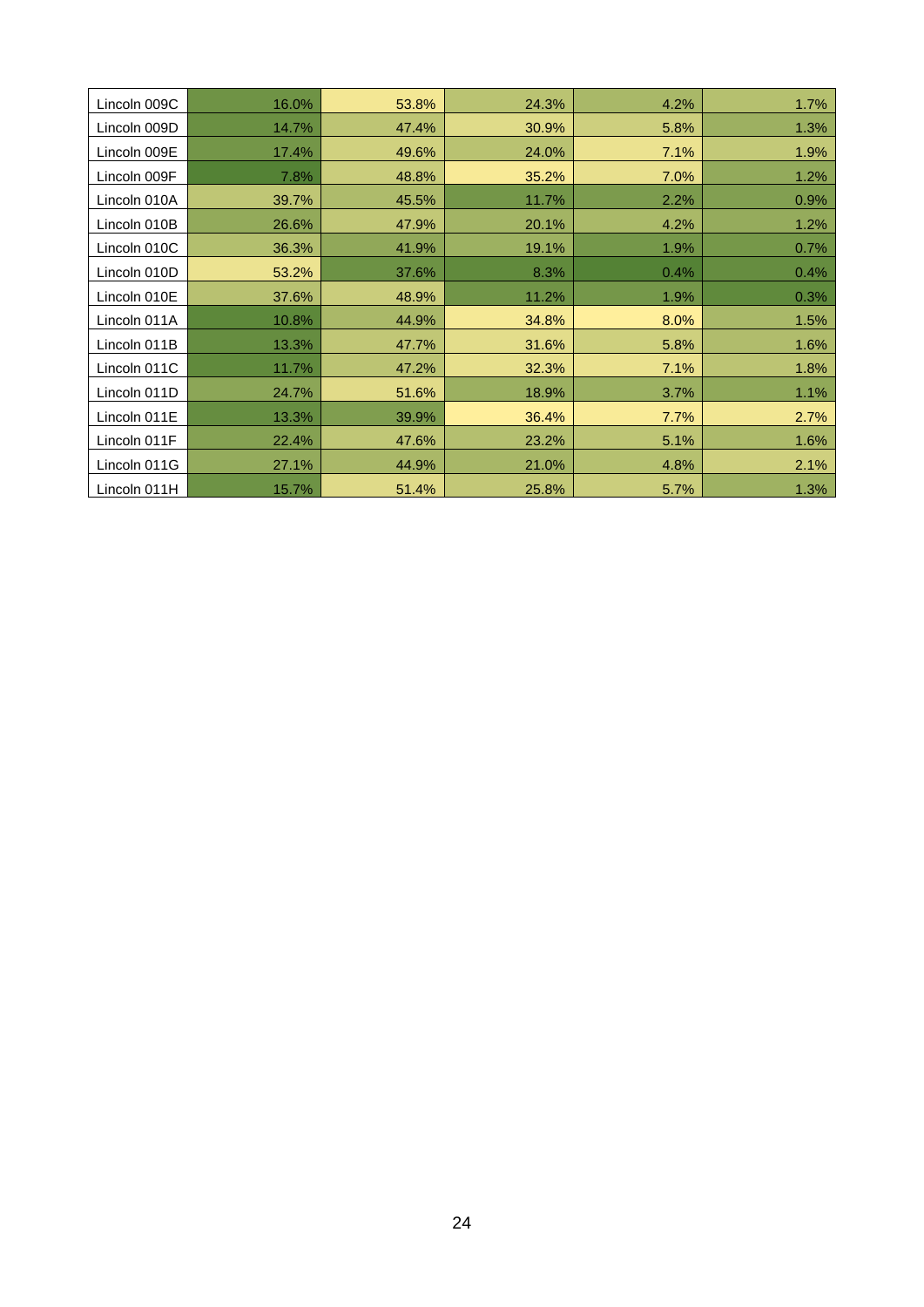| | | | | | |
|---|---|---|---|---|---|
| Lincoln 009C | 16.0% | 53.8% | 24.3% | 4.2% | 1.7% |
| Lincoln 009D | 14.7% | 47.4% | 30.9% | 5.8% | 1.3% |
| Lincoln 009E | 17.4% | 49.6% | 24.0% | 7.1% | 1.9% |
| Lincoln 009F | 7.8% | 48.8% | 35.2% | 7.0% | 1.2% |
| Lincoln 010A | 39.7% | 45.5% | 11.7% | 2.2% | 0.9% |
| Lincoln 010B | 26.6% | 47.9% | 20.1% | 4.2% | 1.2% |
| Lincoln 010C | 36.3% | 41.9% | 19.1% | 1.9% | 0.7% |
| Lincoln 010D | 53.2% | 37.6% | 8.3% | 0.4% | 0.4% |
| Lincoln 010E | 37.6% | 48.9% | 11.2% | 1.9% | 0.3% |
| Lincoln 011A | 10.8% | 44.9% | 34.8% | 8.0% | 1.5% |
| Lincoln 011B | 13.3% | 47.7% | 31.6% | 5.8% | 1.6% |
| Lincoln 011C | 11.7% | 47.2% | 32.3% | 7.1% | 1.8% |
| Lincoln 011D | 24.7% | 51.6% | 18.9% | 3.7% | 1.1% |
| Lincoln 011E | 13.3% | 39.9% | 36.4% | 7.7% | 2.7% |
| Lincoln 011F | 22.4% | 47.6% | 23.2% | 5.1% | 1.6% |
| Lincoln 011G | 27.1% | 44.9% | 21.0% | 4.8% | 2.1% |
| Lincoln 011H | 15.7% | 51.4% | 25.8% | 5.7% | 1.3% |